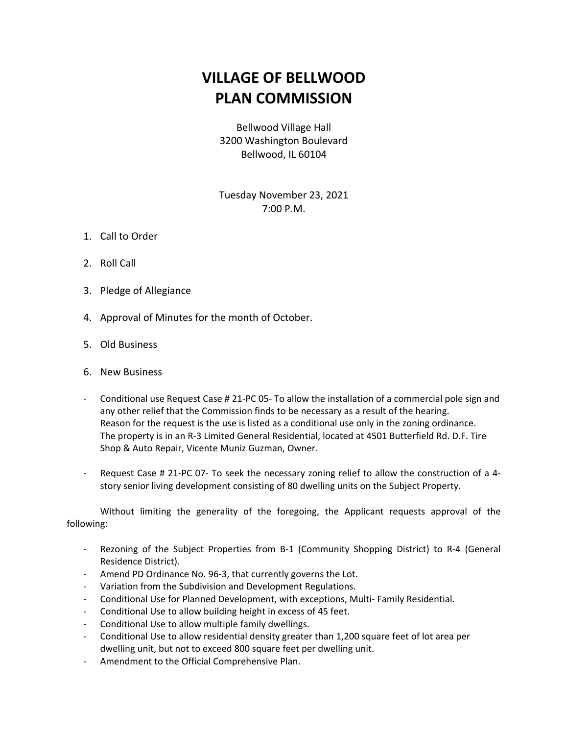# VILLAGE OF BELLWOOD
# PLAN COMMISSION

Bellwood Village Hall
3200 Washington Boulevard
Bellwood, IL 60104

Tuesday November 23, 2021
7:00 P.M.

1. Call to Order

2. Roll Call

3. Pledge of Allegiance

4. Approval of Minutes for the month of October.

5. Old Business

6. New Business

- Conditional use Request Case # 21-PC 05- To allow the installation of a commercial pole sign and any other relief that the Commission finds to be necessary as a result of the hearing. Reason for the request is the use is listed as a conditional use only in the zoning ordinance. The property is in an R-3 Limited General Residential, located at 4501 Butterfield Rd. D.F. Tire Shop & Auto Repair, Vicente Muniz Guzman, Owner.

- Request Case # 21-PC 07- To seek the necessary zoning relief to allow the construction of a 4-story senior living development consisting of 80 dwelling units on the Subject Property.

Without limiting the generality of the foregoing, the Applicant requests approval of the following:

- Rezoning of the Subject Properties from B-1 (Community Shopping District) to R-4 (General Residence District).
- Amend PD Ordinance No. 96-3, that currently governs the Lot.
- Variation from the Subdivision and Development Regulations.
- Conditional Use for Planned Development, with exceptions, Multi- Family Residential.
- Conditional Use to allow building height in excess of 45 feet.
- Conditional Use to allow multiple family dwellings.
- Conditional Use to allow residential density greater than 1,200 square feet of lot area per dwelling unit, but not to exceed 800 square feet per dwelling unit.
- Amendment to the Official Comprehensive Plan.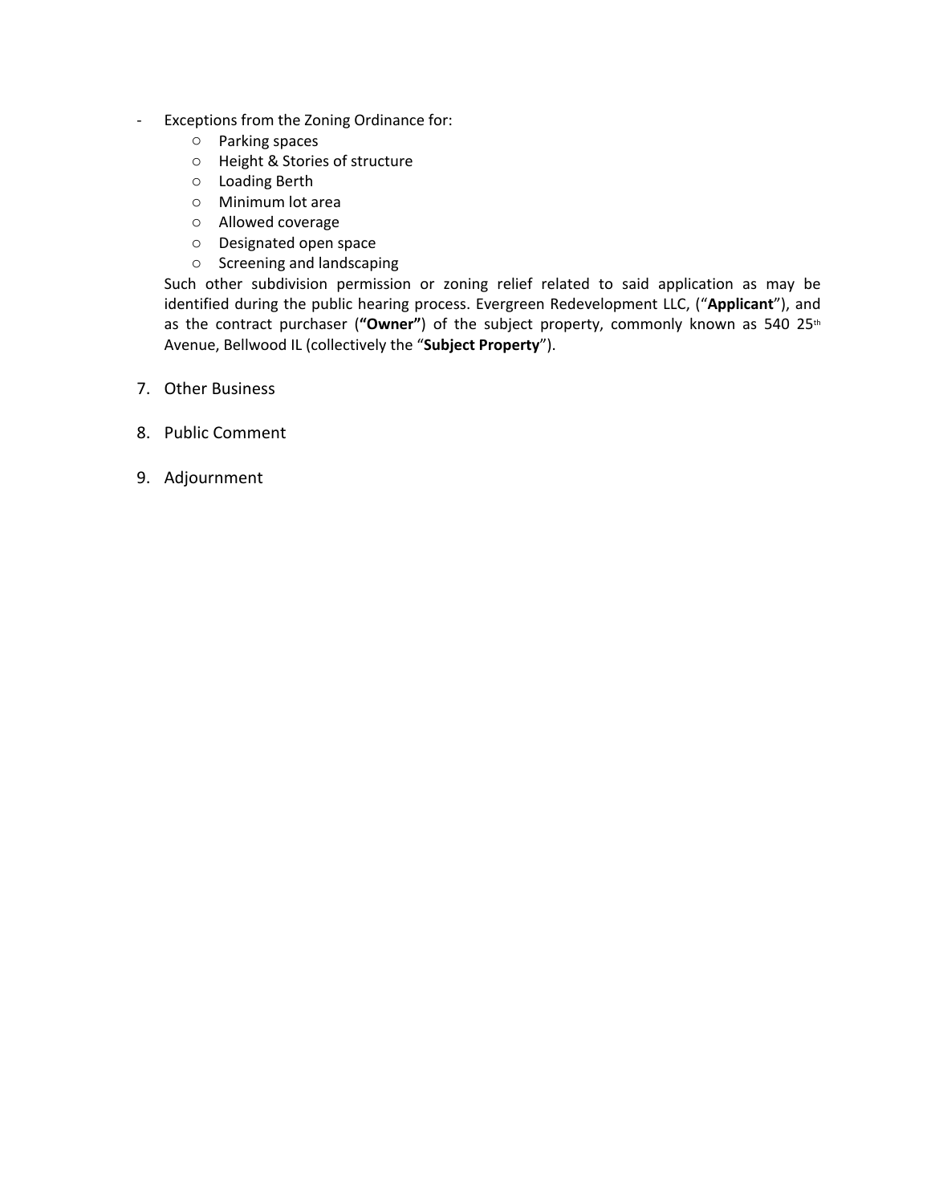- Exceptions from the Zoning Ordinance for:
  - Parking spaces
  - Height & Stories of structure
  - Loading Berth
  - Minimum lot area
  - Allowed coverage
  - Designated open space
  - Screening and landscaping

  Such other subdivision permission or zoning relief related to said application as may be identified during the public hearing process. Evergreen Redevelopment LLC, ("**Applicant**"), and as the contract purchaser (**"Owner"**) of the subject property, commonly known as 540 25th Avenue, Bellwood IL (collectively the "**Subject Property**").

7. Other Business

8. Public Comment

9. Adjournment